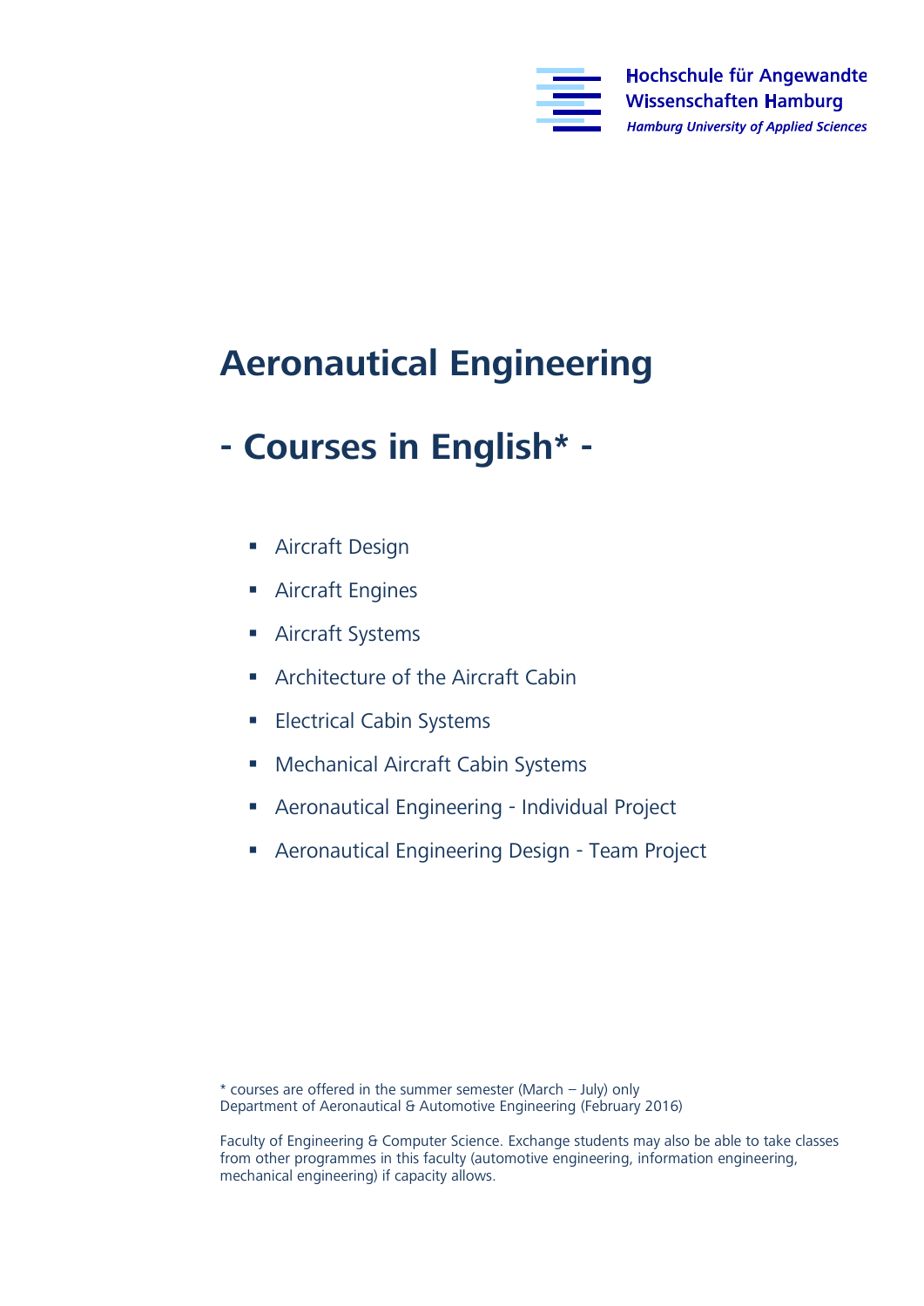Hochschule für Angewandte Wissenschaften Hamburg

*Hamburg University of Applied Sciences*

# Aeronautical Engineering

# - Courses in English* -

- Aircraft Design
- Aircraft Engines
- Aircraft Systems
- Architecture of the Aircraft Cabin
- Electrical Cabin Systems
- Mechanical Aircraft Cabin Systems
- Aeronautical Engineering - Individual Project
- Aeronautical Engineering Design - Team Project

* courses are offered in the summer semester (March – July) only
Department of Aeronautical & Automotive Engineering (February 2016)

Faculty of Engineering & Computer Science. Exchange students may also be able to take classes from other programmes in this faculty (automotive engineering, information engineering, mechanical engineering) if capacity allows.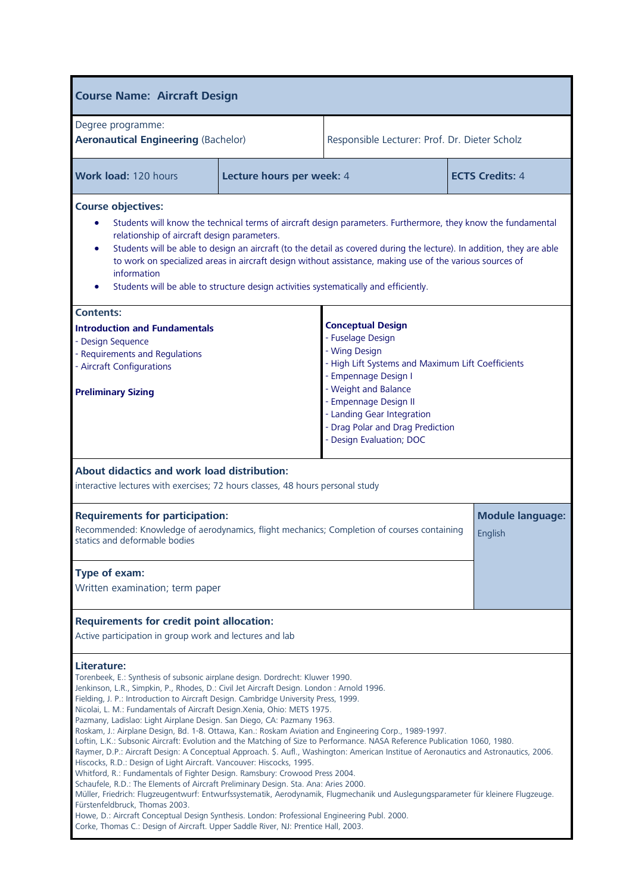## Course Name: Aircraft Design

| Degree programme: **Aeronautical Engineering** (Bachelor) | Responsible Lecturer: Prof. Dr. Dieter Scholz |
|---|---|

| **Work load:** 120 hours | **Lecture hours per week:** 4 | **ECTS Credits:** 4 |
|---|---|---|

**Course objectives:**

- Students will know the technical terms of aircraft design parameters. Furthermore, they know the fundamental relationship of aircraft design parameters.
- Students will be able to design an aircraft (to the detail as covered during the lecture). In addition, they are able to work on specialized areas in aircraft design without assistance, making use of the various sources of information
- Students will be able to structure design activities systematically and efficiently.

**Contents:**

**Introduction and Fundamentals**
- Design Sequence
- Requirements and Regulations
- Aircraft Configurations

**Preliminary Sizing**

**Conceptual Design**
- Fuselage Design
- Wing Design
- High Lift Systems and Maximum Lift Coefficients
- Empennage Design I
- Weight and Balance
- Empennage Design II
- Landing Gear Integration
- Drag Polar and Drag Prediction
- Design Evaluation; DOC

**About didactics and work load distribution:**
interactive lectures with exercises; 72 hours classes, 48 hours personal study

**Requirements for participation:**
Recommended: Knowledge of aerodynamics, flight mechanics; Completion of courses containing statics and deformable bodies

**Module language:** English

**Type of exam:**
Written examination; term paper

**Requirements for credit point allocation:**
Active participation in group work and lectures and lab

**Literature:**
Torenbeek, E.: Synthesis of subsonic airplane design. Dordrecht: Kluwer 1990.
Jenkinson, L.R., Simpkin, P., Rhodes, D.: Civil Jet Aircraft Design. London : Arnold 1996.
Fielding, J. P.: Introduction to Aircraft Design. Cambridge University Press, 1999.
Nicolai, L. M.: Fundamentals of Aircraft Design.Xenia, Ohio: METS 1975.
Pazmany, Ladislao: Light Airplane Design. San Diego, CA: Pazmany 1963.
Roskam, J.: Airplane Design, Bd. 1-8. Ottawa, Kan.: Roskam Aviation and Engineering Corp., 1989-1997.
Loftin, L.K.: Subsonic Aircraft: Evolution and the Matching of Size to Performance. NASA Reference Publication 1060, 1980.
Raymer, D.P.: Aircraft Design: A Conceptual Approach. $. Aufl., Washington: American Institue of Aeronautics and Astronautics, 2006.
Hiscocks, R.D.: Design of Light Aircraft. Vancouver: Hiscocks, 1995.
Whitford, R.: Fundamentals of Fighter Design. Ramsbury: Crowood Press 2004.
Schaufele, R.D.: The Elements of Aircraft Preliminary Design. Sta. Ana: Aries 2000.
Müller, Friedrich: Flugzeugentwurf: Entwurfssystematik, Aerodynamik, Flugmechanik und Auslegungsparameter für kleinere Flugzeuge. Fürstenfeldbruck, Thomas 2003.
Howe, D.: Aircraft Conceptual Design Synthesis. London: Professional Engineering Publ. 2000.
Corke, Thomas C.: Design of Aircraft. Upper Saddle River, NJ: Prentice Hall, 2003.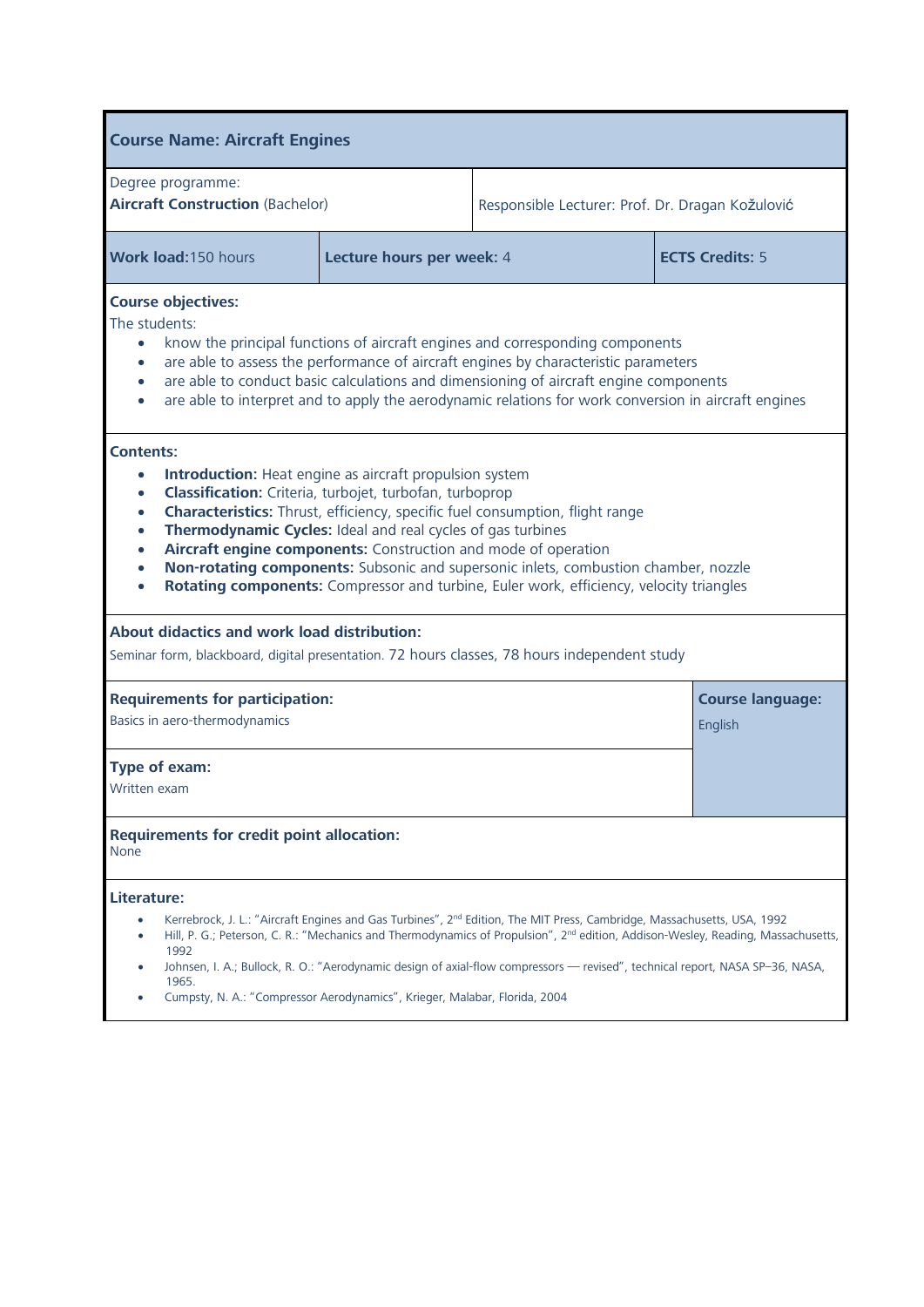## Course Name: Aircraft Engines

| Degree programme: **Aircraft Construction** (Bachelor) | Responsible Lecturer: Prof. Dr. Dragan Kožulović |
|---|---|

| **Work load:** 150 hours | **Lecture hours per week:** 4 | **ECTS Credits:** 5 |
|---|---|---|

**Course objectives:**

The students:

- know the principal functions of aircraft engines and corresponding components
- are able to assess the performance of aircraft engines by characteristic parameters
- are able to conduct basic calculations and dimensioning of aircraft engine components
- are able to interpret and to apply the aerodynamic relations for work conversion in aircraft engines

**Contents:**

- **Introduction:** Heat engine as aircraft propulsion system
- **Classification:** Criteria, turbojet, turbofan, turboprop
- **Characteristics:** Thrust, efficiency, specific fuel consumption, flight range
- **Thermodynamic Cycles:** Ideal and real cycles of gas turbines
- **Aircraft engine components:** Construction and mode of operation
- **Non-rotating components:** Subsonic and supersonic inlets, combustion chamber, nozzle
- **Rotating components:** Compressor and turbine, Euler work, efficiency, velocity triangles

**About didactics and work load distribution:**

Seminar form, blackboard, digital presentation. 72 hours classes, 78 hours independent study

| **Requirements for participation:** Basics in aero-thermodynamics | **Course language:** English |
|---|---|
| **Type of exam:** Written exam | |

**Requirements for credit point allocation:**
None

**Literature:**

- Kerrebrock, J. L.: "Aircraft Engines and Gas Turbines", 2nd Edition, The MIT Press, Cambridge, Massachusetts, USA, 1992
- Hill, P. G.; Peterson, C. R.: "Mechanics and Thermodynamics of Propulsion", 2nd edition, Addison-Wesley, Reading, Massachusetts, 1992
- Johnsen, I. A.; Bullock, R. O.: "Aerodynamic design of axial-flow compressors — revised", technical report, NASA SP–36, NASA, 1965.
- Cumpsty, N. A.: "Compressor Aerodynamics", Krieger, Malabar, Florida, 2004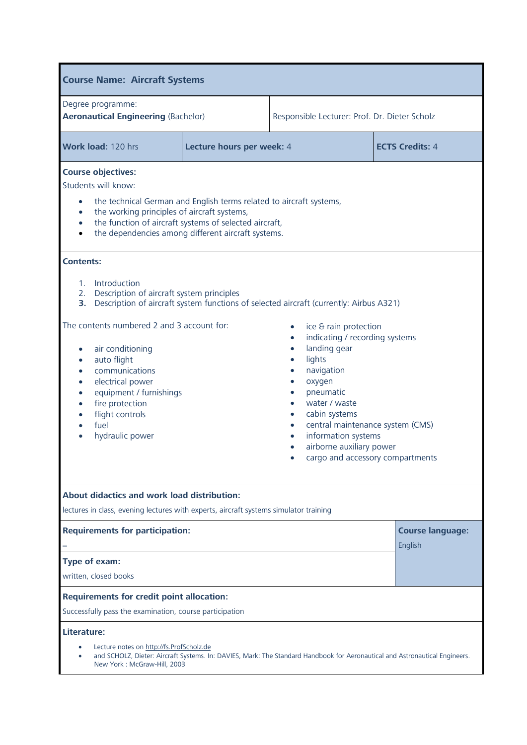## Course Name: Aircraft Systems

| Degree programme: **Aeronautical Engineering** (Bachelor) | Responsible Lecturer: Prof. Dr. Dieter Scholz |
|---|---|

| **Work load:** 120 hrs | **Lecture hours per week:** 4 | **ECTS Credits:** 4 |
|---|---|---|

**Course objectives:**

Students will know:

- the technical German and English terms related to aircraft systems,
- the working principles of aircraft systems,
- the function of aircraft systems of selected aircraft,
- the dependencies among different aircraft systems.

**Contents:**

1. Introduction
2. Description of aircraft system principles
3. Description of aircraft system functions of selected aircraft (currently: Airbus A321)

The contents numbered 2 and 3 account for:

- air conditioning
- auto flight
- communications
- electrical power
- equipment / furnishings
- fire protection
- flight controls
- fuel
- hydraulic power
- ice & rain protection
- indicating / recording systems
- landing gear
- lights
- navigation
- oxygen
- pneumatic
- water / waste
- cabin systems
- central maintenance system (CMS)
- information systems
- airborne auxiliary power
- cargo and accessory compartments

**About didactics and work load distribution:**

lectures in class, evening lectures with experts, aircraft systems simulator training

**Requirements for participation:**

–

**Course language:**

English

**Type of exam:**

written, closed books

**Requirements for credit point allocation:**

Successfully pass the examination, course participation

**Literature:**

- Lecture notes on http://fs.ProfScholz.de
- and SCHOLZ, Dieter: Aircraft Systems. In: DAVIES, Mark: The Standard Handbook for Aeronautical and Astronautical Engineers. New York : McGraw-Hill, 2003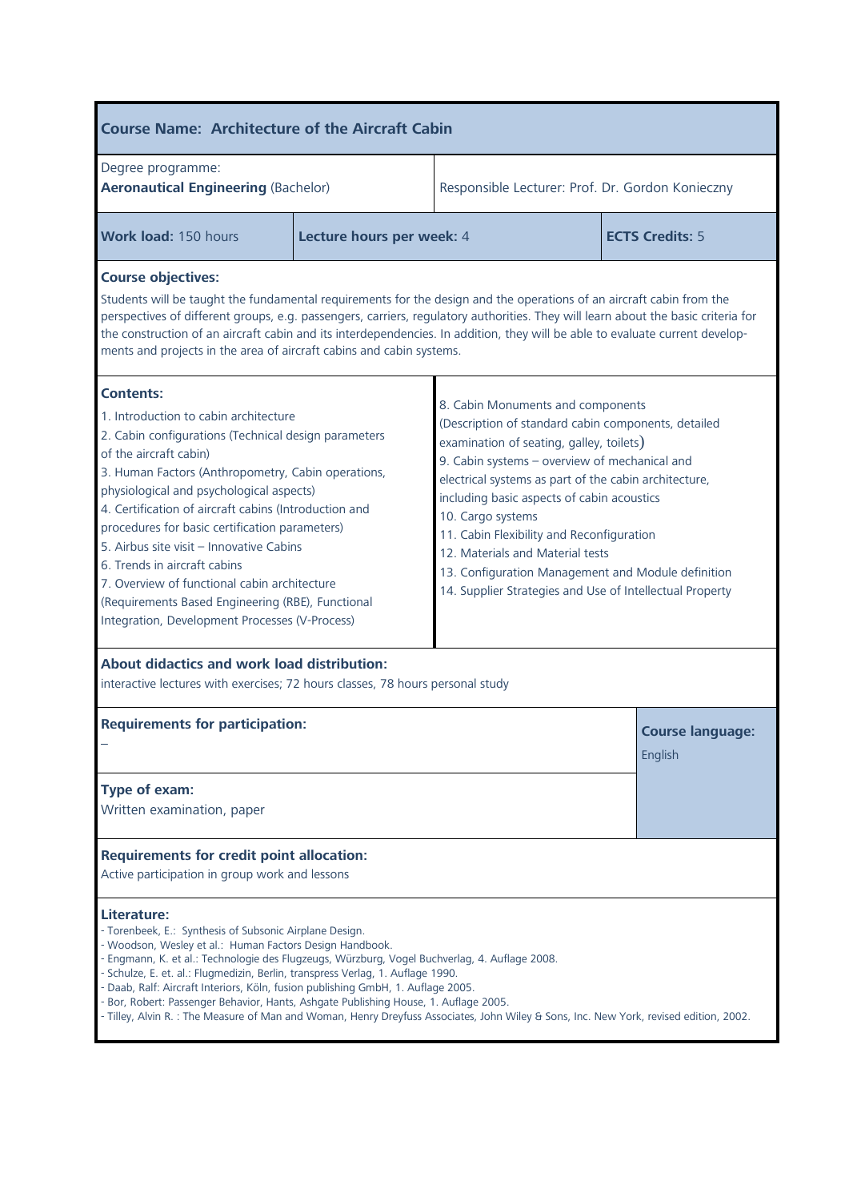## Course Name: Architecture of the Aircraft Cabin

| Degree programme: **Aeronautical Engineering** (Bachelor) | Responsible Lecturer: Prof. Dr. Gordon Konieczny |
|---|---|

| **Work load:** 150 hours | **Lecture hours per week:** 4 | **ECTS Credits:** 5 |
|---|---|---|

**Course objectives:**

Students will be taught the fundamental requirements for the design and the operations of an aircraft cabin from the perspectives of different groups, e.g. passengers, carriers, regulatory authorities. They will learn about the basic criteria for the construction of an aircraft cabin and its interdependencies. In addition, they will be able to evaluate current developments and projects in the area of aircraft cabins and cabin systems.

**Contents:**

1. Introduction to cabin architecture
2. Cabin configurations (Technical design parameters of the aircraft cabin)
3. Human Factors (Anthropometry, Cabin operations, physiological and psychological aspects)
4. Certification of aircraft cabins (Introduction and procedures for basic certification parameters)
5. Airbus site visit – Innovative Cabins
6. Trends in aircraft cabins
7. Overview of functional cabin architecture (Requirements Based Engineering (RBE), Functional Integration, Development Processes (V-Process)
8. Cabin Monuments and components (Description of standard cabin components, detailed examination of seating, galley, toilets)
9. Cabin systems – overview of mechanical and electrical systems as part of the cabin architecture, including basic aspects of cabin acoustics
10. Cargo systems
11. Cabin Flexibility and Reconfiguration
12. Materials and Material tests
13. Configuration Management and Module definition
14. Supplier Strategies and Use of Intellectual Property

**About didactics and work load distribution:**

interactive lectures with exercises; 72 hours classes, 78 hours personal study

**Requirements for participation:**

–

**Course language:**

English

**Type of exam:**

Written examination, paper

**Requirements for credit point allocation:**

Active participation in group work and lessons

**Literature:**

- Torenbeek, E.: Synthesis of Subsonic Airplane Design.
- Woodson, Wesley et al.: Human Factors Design Handbook.
- Engmann, K. et al.: Technologie des Flugzeugs, Würzburg, Vogel Buchverlag, 4. Auflage 2008.
- Schulze, E. et. al.: Flugmedizin, Berlin, transpress Verlag, 1. Auflage 1990.
- Daab, Ralf: Aircraft Interiors, Köln, fusion publishing GmbH, 1. Auflage 2005.
- Bor, Robert: Passenger Behavior, Hants, Ashgate Publishing House, 1. Auflage 2005.
- Tilley, Alvin R. : The Measure of Man and Woman, Henry Dreyfuss Associates, John Wiley & Sons, Inc. New York, revised edition, 2002.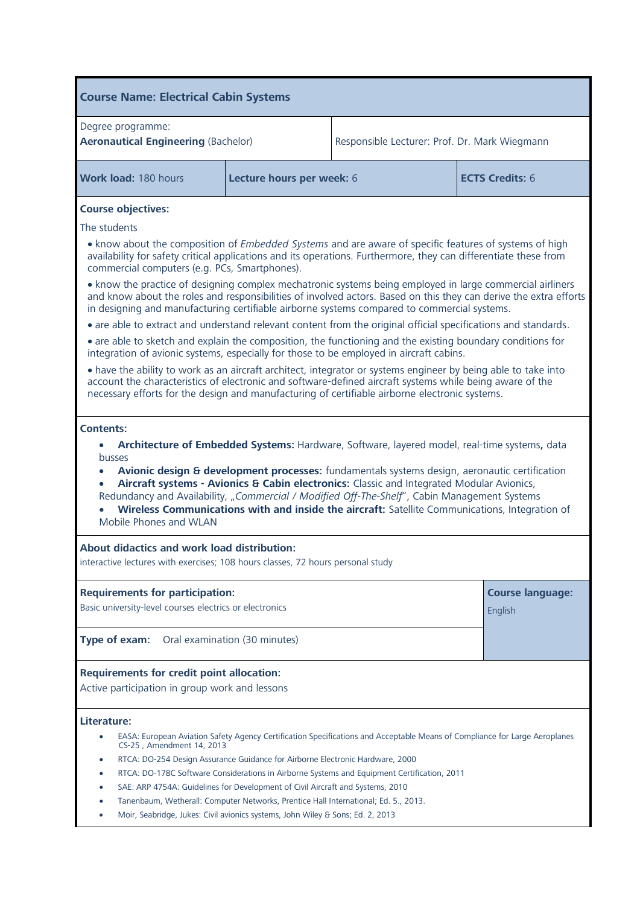| **Course Name: Electrical Cabin Systems** | | |
|---|---|---|
| Degree programme:<br>**Aeronautical Engineering** (Bachelor) | Responsible Lecturer: Prof. Dr. Mark Wiegmann | |
| **Work load:** 180 hours | **Lecture hours per week:** 6 | **ECTS Credits:** 6 |

**Course objectives:**

The students

- know about the composition of *Embedded Systems* and are aware of specific features of systems of high availability for safety critical applications and its operations. Furthermore, they can differentiate these from commercial computers (e.g. PCs, Smartphones).
- know the practice of designing complex mechatronic systems being employed in large commercial airliners and know about the roles and responsibilities of involved actors. Based on this they can derive the extra efforts in designing and manufacturing certifiable airborne systems compared to commercial systems.
- are able to extract and understand relevant content from the original official specifications and standards.
- are able to sketch and explain the composition, the functioning and the existing boundary conditions for integration of avionic systems, especially for those to be employed in aircraft cabins.
- have the ability to work as an aircraft architect, integrator or systems engineer by being able to take into account the characteristics of electronic and software-defined aircraft systems while being aware of the necessary efforts for the design and manufacturing of certifiable airborne electronic systems.

**Contents:**

- **Architecture of Embedded Systems:** Hardware, Software, layered model, real-time systems**,** data busses
- **Avionic design & development processes:** fundamentals systems design, aeronautic certification
- **Aircraft systems - Avionics & Cabin electronics:** Classic and Integrated Modular Avionics, Redundancy and Availability, „*Commercial / Modified Off-The-Shelf*", Cabin Management Systems
- **Wireless Communications with and inside the aircraft:** Satellite Communications, Integration of Mobile Phones and WLAN

**About didactics and work load distribution:**
interactive lectures with exercises; 108 hours classes, 72 hours personal study

**Requirements for participation:**
Basic university-level courses electrics or electronics

**Course language:** English

**Type of exam:** Oral examination (30 minutes)

**Requirements for credit point allocation:**
Active participation in group work and lessons

**Literature:**

- EASA: European Aviation Safety Agency Certification Specifications and Acceptable Means of Compliance for Large Aeroplanes CS-25 , Amendment 14, 2013
- RTCA: DO-254 Design Assurance Guidance for Airborne Electronic Hardware, 2000
- RTCA: DO-178C Software Considerations in Airborne Systems and Equipment Certification, 2011
- SAE: ARP 4754A: Guidelines for Development of Civil Aircraft and Systems, 2010
- Tanenbaum, Wetherall: Computer Networks, Prentice Hall International; Ed. 5., 2013.
- Moir, Seabridge, Jukes: Civil avionics systems, John Wiley & Sons; Ed. 2, 2013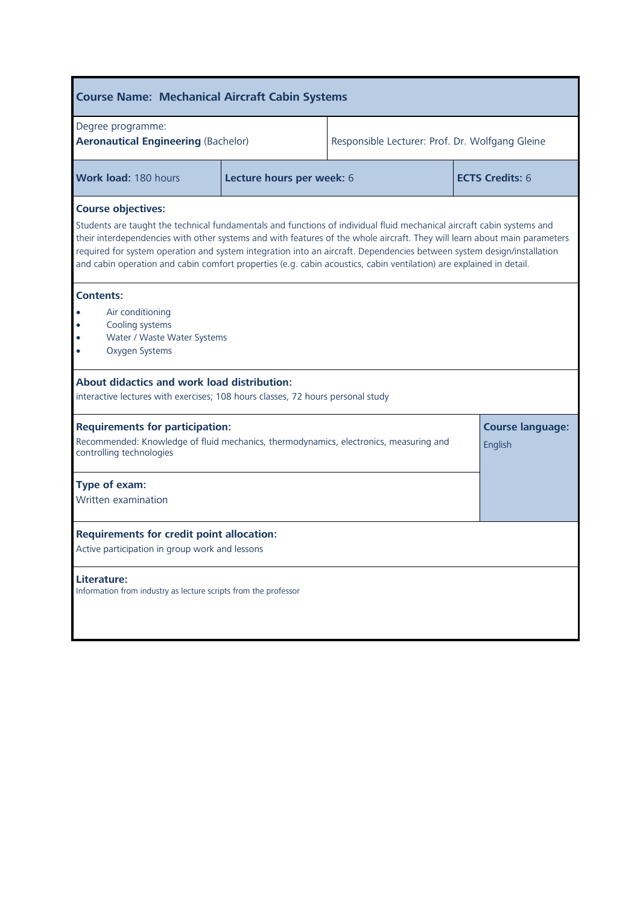## Course Name: Mechanical Aircraft Cabin Systems

| Degree programme: **Aeronautical Engineering** (Bachelor) | Responsible Lecturer: Prof. Dr. Wolfgang Gleine |
|---|---|

| **Work load:** 180 hours | **Lecture hours per week:** 6 | **ECTS Credits:** 6 |
|---|---|---|

**Course objectives:**

Students are taught the technical fundamentals and functions of individual fluid mechanical aircraft cabin systems and their interdependencies with other systems and with features of the whole aircraft. They will learn about main parameters required for system operation and system integration into an aircraft. Dependencies between system design/installation and cabin operation and cabin comfort properties (e.g. cabin acoustics, cabin ventilation) are explained in detail.

**Contents:**

- Air conditioning
- Cooling systems
- Water / Waste Water Systems
- Oxygen Systems

**About didactics and work load distribution:**

interactive lectures with exercises; 108 hours classes, 72 hours personal study

**Requirements for participation:**

Recommended: Knowledge of fluid mechanics, thermodynamics, electronics, measuring and controlling technologies

**Course language:** English

**Type of exam:**

Written examination

**Requirements for credit point allocation:**

Active participation in group work and lessons

**Literature:**

Information from industry as lecture scripts from the professor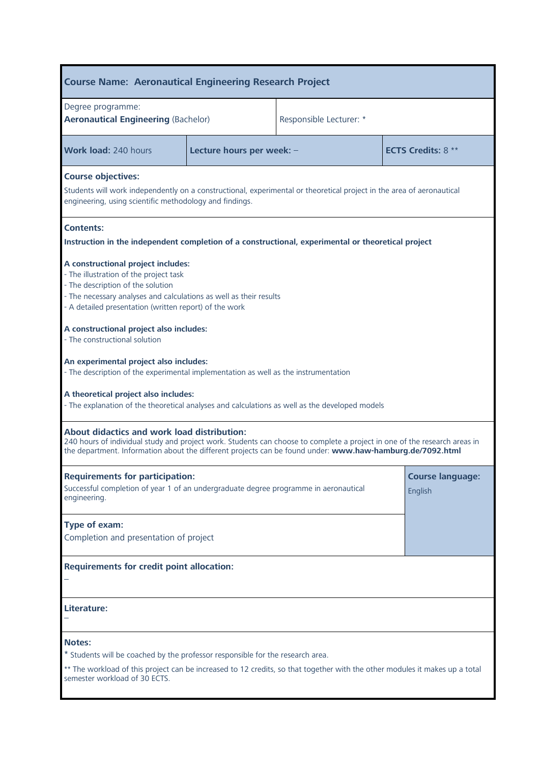**Course Name: Aeronautical Engineering Research Project**

| Degree programme: **Aeronautical Engineering** (Bachelor) | Responsible Lecturer: * | |
|---|---|---|
| **Work load:** 240 hours | **Lecture hours per week:** – | **ECTS Credits:** 8 ** |

**Course objectives:**

Students will work independently on a constructional, experimental or theoretical project in the area of aeronautical engineering, using scientific methodology and findings.

**Contents:**

**Instruction in the independent completion of a constructional, experimental or theoretical project**

**A constructional project includes:**
- The illustration of the project task
- The description of the solution
- The necessary analyses and calculations as well as their results
- A detailed presentation (written report) of the work

**A constructional project also includes:**
- The constructional solution

**An experimental project also includes:**
- The description of the experimental implementation as well as the instrumentation

**A theoretical project also includes:**
- The explanation of the theoretical analyses and calculations as well as the developed models

**About didactics and work load distribution:**
240 hours of individual study and project work. Students can choose to complete a project in one of the research areas in the department. Information about the different projects can be found under: **www.haw-hamburg.de/7092.html**

**Requirements for participation:**
Successful completion of year 1 of an undergraduate degree programme in aeronautical engineering.

**Course language:**
English

**Type of exam:**
Completion and presentation of project

**Requirements for credit point allocation:**
–

**Literature:**
–

**Notes:**

* Students will be coached by the professor responsible for the research area.

** The workload of this project can be increased to 12 credits, so that together with the other modules it makes up a total semester workload of 30 ECTS.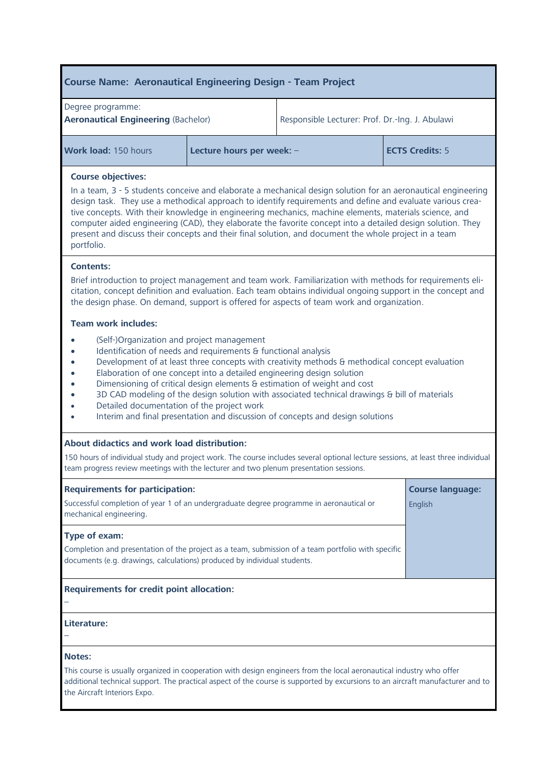## Course Name: Aeronautical Engineering Design - Team Project

| | |
|---|---|
| Degree programme: **Aeronautical Engineering** (Bachelor) | Responsible Lecturer: Prof. Dr.-Ing. J. Abulawi |

| | | |
|---|---|---|
| **Work load:** 150 hours | **Lecture hours per week:** – | **ECTS Credits:** 5 |

**Course objectives:**

In a team, 3 - 5 students conceive and elaborate a mechanical design solution for an aeronautical engineering design task. They use a methodical approach to identify requirements and define and evaluate various creative concepts. With their knowledge in engineering mechanics, machine elements, materials science, and computer aided engineering (CAD), they elaborate the favorite concept into a detailed design solution. They present and discuss their concepts and their final solution, and document the whole project in a team portfolio.

**Contents:**

Brief introduction to project management and team work. Familiarization with methods for requirements elicitation, concept definition and evaluation. Each team obtains individual ongoing support in the concept and the design phase. On demand, support is offered for aspects of team work and organization.

**Team work includes:**

- (Self-)Organization and project management
- Identification of needs and requirements & functional analysis
- Development of at least three concepts with creativity methods & methodical concept evaluation
- Elaboration of one concept into a detailed engineering design solution
- Dimensioning of critical design elements & estimation of weight and cost
- 3D CAD modeling of the design solution with associated technical drawings & bill of materials
- Detailed documentation of the project work
- Interim and final presentation and discussion of concepts and design solutions

**About didactics and work load distribution:**

150 hours of individual study and project work. The course includes several optional lecture sessions, at least three individual team progress review meetings with the lecturer and two plenum presentation sessions.

**Requirements for participation:**

Successful completion of year 1 of an undergraduate degree programme in aeronautical or mechanical engineering.

**Course language:**

English

**Type of exam:**

Completion and presentation of the project as a team, submission of a team portfolio with specific documents (e.g. drawings, calculations) produced by individual students.

**Requirements for credit point allocation:**

–

**Literature:**

–

**Notes:**

This course is usually organized in cooperation with design engineers from the local aeronautical industry who offer additional technical support. The practical aspect of the course is supported by excursions to an aircraft manufacturer and to the Aircraft Interiors Expo.